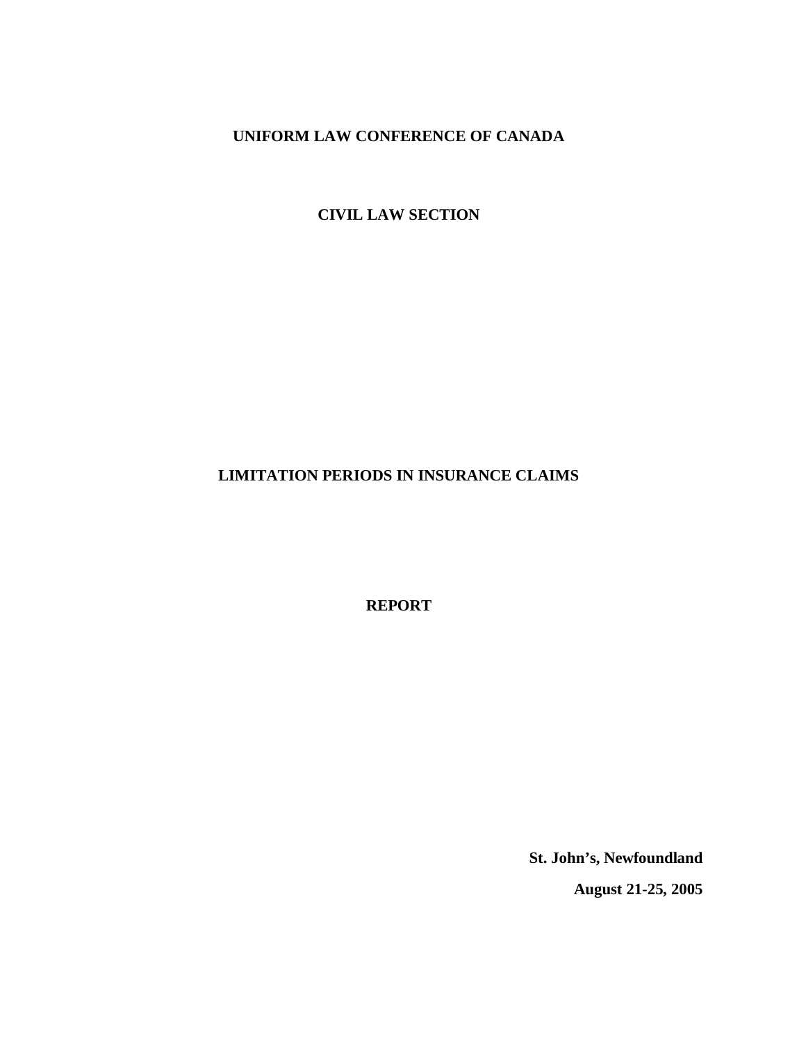**UNIFORM LAW CONFERENCE OF CANADA**

**CIVIL LAW SECTION**

# LIMITATION PERIODS IN INSURANCE CLAIMS

**REPORT**

**St. John's, Newfoundland**

**August 21-25, 2005**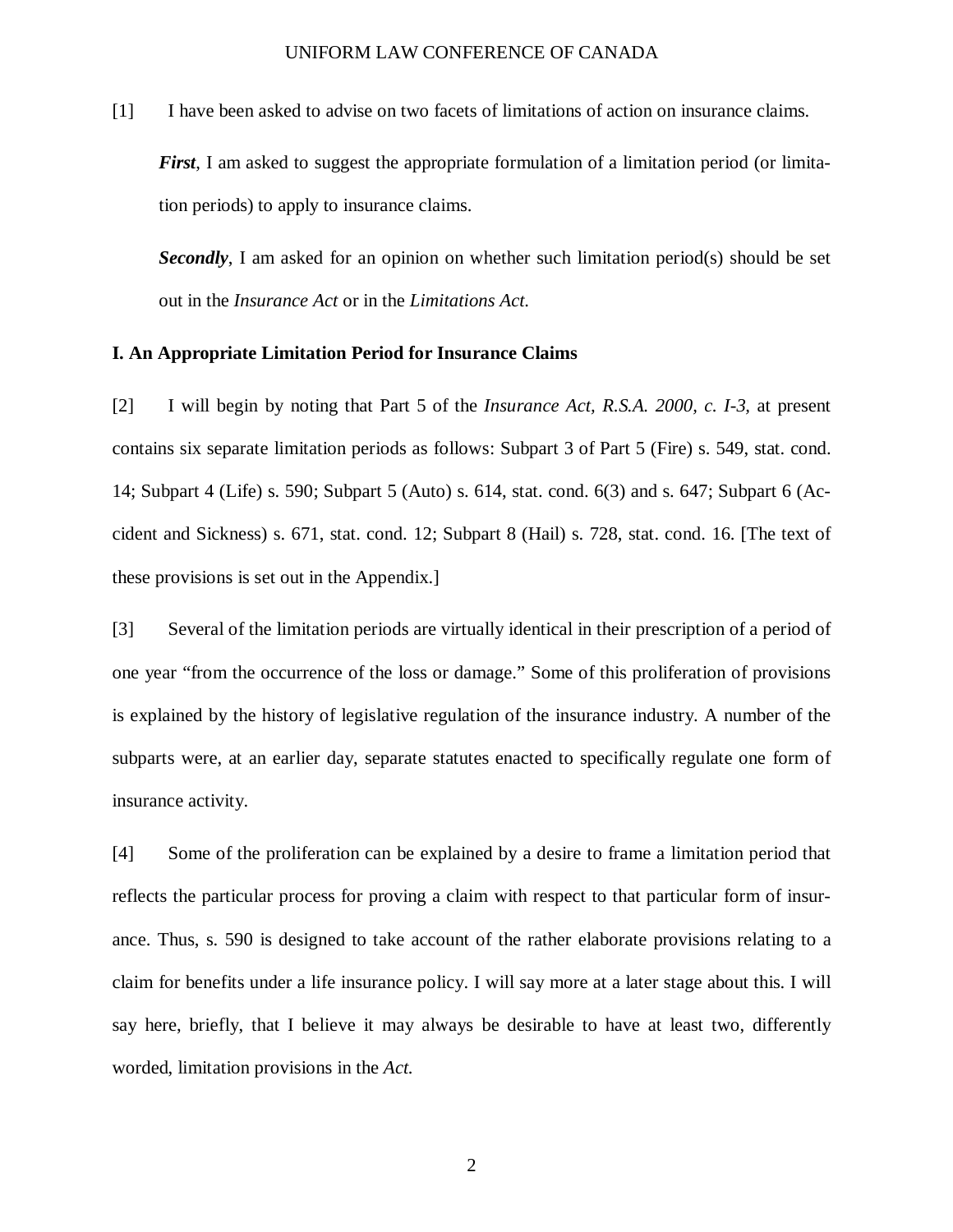[1] I have been asked to advise on two facets of limitations of action on insurance claims.

> ***First***, I am asked to suggest the appropriate formulation of a limitation period (or limitation periods) to apply to insurance claims.
>
> ***Secondly***, I am asked for an opinion on whether such limitation period(s) should be set out in the *Insurance Act* or in the *Limitations Act.*

## I. An Appropriate Limitation Period for Insurance Claims

[2] I will begin by noting that Part 5 of the *Insurance Act, R.S.A. 2000, c. I-3,* at present contains six separate limitation periods as follows: Subpart 3 of Part 5 (Fire) s. 549, stat. cond. 14; Subpart 4 (Life) s. 590; Subpart 5 (Auto) s. 614, stat. cond. 6(3) and s. 647; Subpart 6 (Accident and Sickness) s. 671, stat. cond. 12; Subpart 8 (Hail) s. 728, stat. cond. 16. [The text of these provisions is set out in the Appendix.]

[3] Several of the limitation periods are virtually identical in their prescription of a period of one year "from the occurrence of the loss or damage." Some of this proliferation of provisions is explained by the history of legislative regulation of the insurance industry. A number of the subparts were, at an earlier day, separate statutes enacted to specifically regulate one form of insurance activity.

[4] Some of the proliferation can be explained by a desire to frame a limitation period that reflects the particular process for proving a claim with respect to that particular form of insurance. Thus, s. 590 is designed to take account of the rather elaborate provisions relating to a claim for benefits under a life insurance policy. I will say more at a later stage about this. I will say here, briefly, that I believe it may always be desirable to have at least two, differently worded, limitation provisions in the *Act.*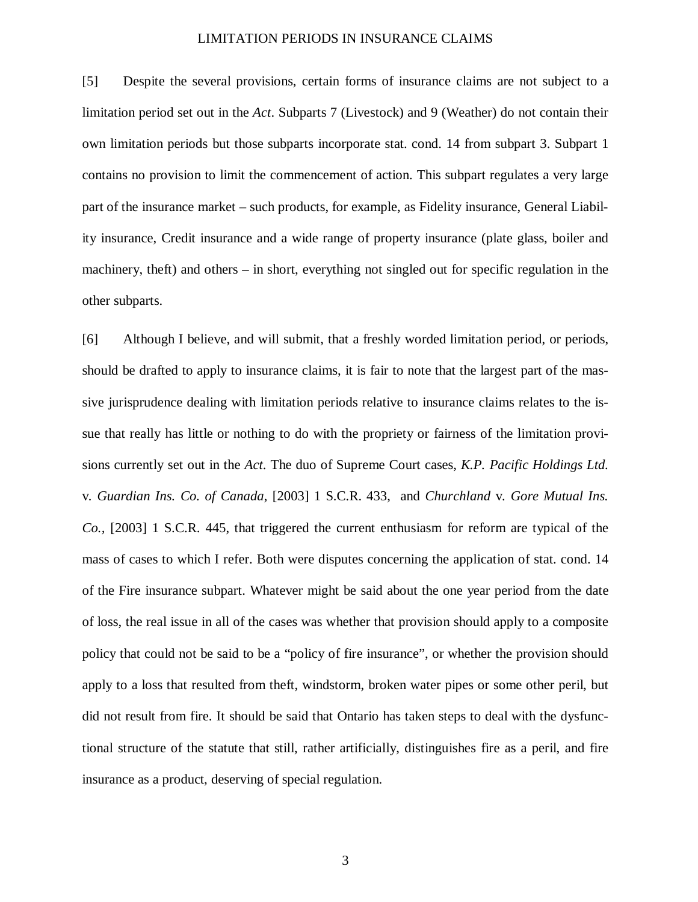[5] Despite the several provisions, certain forms of insurance claims are not subject to a limitation period set out in the *Act*. Subparts 7 (Livestock) and 9 (Weather) do not contain their own limitation periods but those subparts incorporate stat. cond. 14 from subpart 3. Subpart 1 contains no provision to limit the commencement of action. This subpart regulates a very large part of the insurance market – such products, for example, as Fidelity insurance, General Liability insurance, Credit insurance and a wide range of property insurance (plate glass, boiler and machinery, theft) and others – in short, everything not singled out for specific regulation in the other subparts.

[6] Although I believe, and will submit, that a freshly worded limitation period, or periods, should be drafted to apply to insurance claims, it is fair to note that the largest part of the massive jurisprudence dealing with limitation periods relative to insurance claims relates to the issue that really has little or nothing to do with the propriety or fairness of the limitation provisions currently set out in the *Act*. The duo of Supreme Court cases, *K.P. Pacific Holdings Ltd.* v. *Guardian Ins. Co. of Canada*, [2003] 1 S.C.R. 433, and *Churchland* v. *Gore Mutual Ins. Co.*, [2003] 1 S.C.R. 445, that triggered the current enthusiasm for reform are typical of the mass of cases to which I refer. Both were disputes concerning the application of stat. cond. 14 of the Fire insurance subpart. Whatever might be said about the one year period from the date of loss, the real issue in all of the cases was whether that provision should apply to a composite policy that could not be said to be a "policy of fire insurance", or whether the provision should apply to a loss that resulted from theft, windstorm, broken water pipes or some other peril, but did not result from fire. It should be said that Ontario has taken steps to deal with the dysfunctional structure of the statute that still, rather artificially, distinguishes fire as a peril, and fire insurance as a product, deserving of special regulation.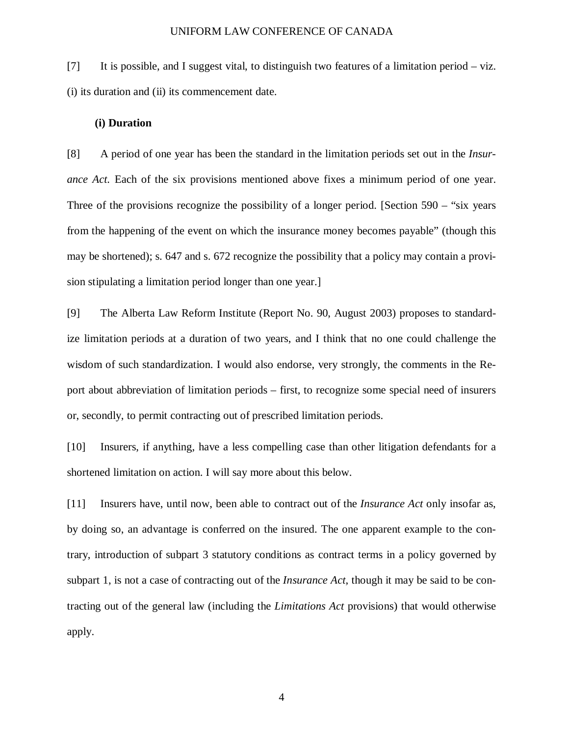[7] It is possible, and I suggest vital, to distinguish two features of a limitation period – viz. (i) its duration and (ii) its commencement date.

**(i) Duration**

[8] A period of one year has been the standard in the limitation periods set out in the *Insurance Act.* Each of the six provisions mentioned above fixes a minimum period of one year. Three of the provisions recognize the possibility of a longer period. [Section 590 – "six years from the happening of the event on which the insurance money becomes payable" (though this may be shortened); s. 647 and s. 672 recognize the possibility that a policy may contain a provision stipulating a limitation period longer than one year.]

[9] The Alberta Law Reform Institute (Report No. 90, August 2003) proposes to standardize limitation periods at a duration of two years, and I think that no one could challenge the wisdom of such standardization. I would also endorse, very strongly, the comments in the Report about abbreviation of limitation periods – first, to recognize some special need of insurers or, secondly, to permit contracting out of prescribed limitation periods.

[10] Insurers, if anything, have a less compelling case than other litigation defendants for a shortened limitation on action. I will say more about this below.

[11] Insurers have, until now, been able to contract out of the *Insurance Act* only insofar as, by doing so, an advantage is conferred on the insured. The one apparent example to the contrary, introduction of subpart 3 statutory conditions as contract terms in a policy governed by subpart 1, is not a case of contracting out of the *Insurance Act*, though it may be said to be contracting out of the general law (including the *Limitations Act* provisions) that would otherwise apply.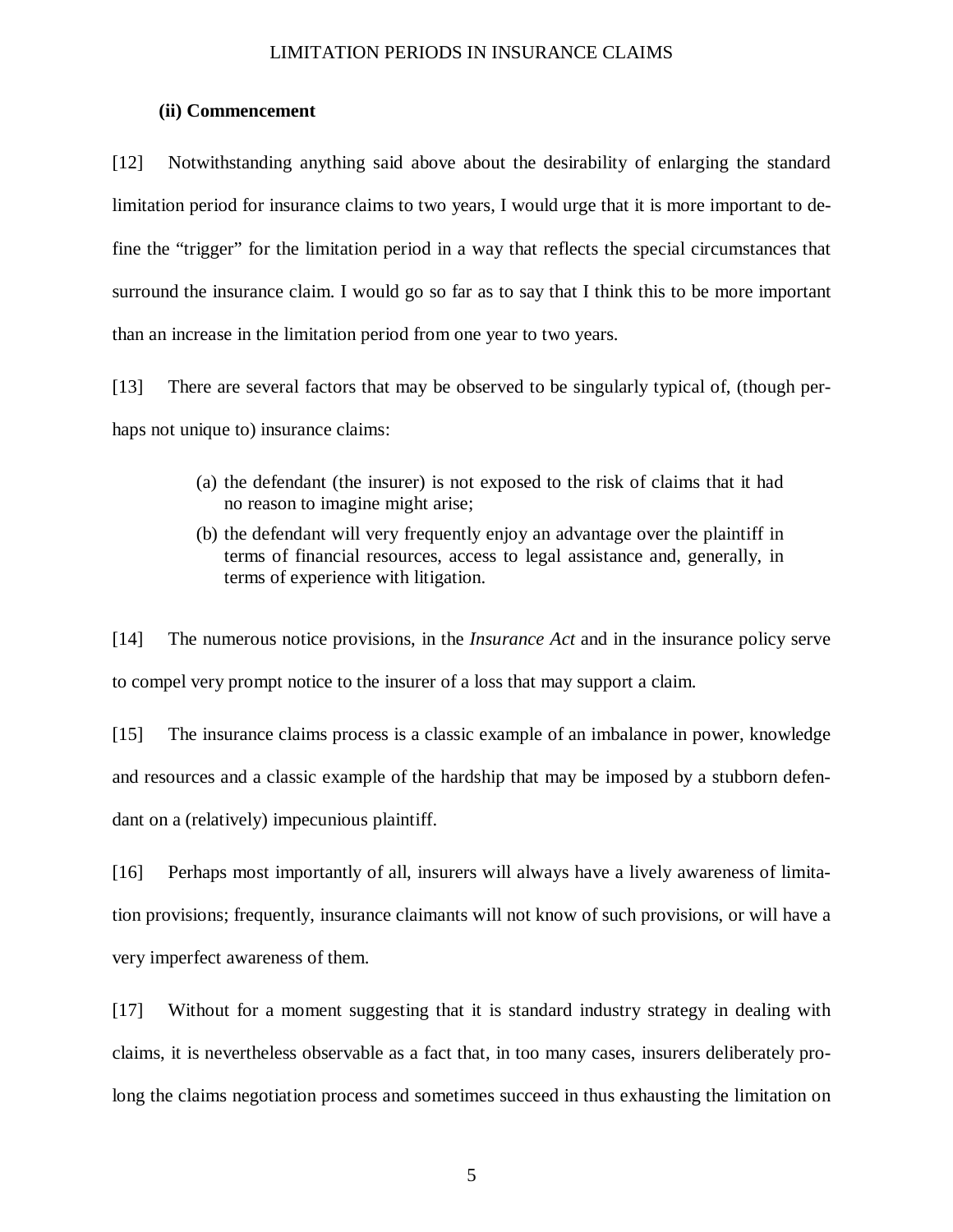**(ii) Commencement**

[12] Notwithstanding anything said above about the desirability of enlarging the standard limitation period for insurance claims to two years, I would urge that it is more important to define the "trigger" for the limitation period in a way that reflects the special circumstances that surround the insurance claim. I would go so far as to say that I think this to be more important than an increase in the limitation period from one year to two years.

[13] There are several factors that may be observed to be singularly typical of, (though perhaps not unique to) insurance claims:

> (a) the defendant (the insurer) is not exposed to the risk of claims that it had no reason to imagine might arise;
>
> (b) the defendant will very frequently enjoy an advantage over the plaintiff in terms of financial resources, access to legal assistance and, generally, in terms of experience with litigation.

[14] The numerous notice provisions, in the *Insurance Act* and in the insurance policy serve to compel very prompt notice to the insurer of a loss that may support a claim.

[15] The insurance claims process is a classic example of an imbalance in power, knowledge and resources and a classic example of the hardship that may be imposed by a stubborn defendant on a (relatively) impecunious plaintiff.

[16] Perhaps most importantly of all, insurers will always have a lively awareness of limitation provisions; frequently, insurance claimants will not know of such provisions, or will have a very imperfect awareness of them.

[17] Without for a moment suggesting that it is standard industry strategy in dealing with claims, it is nevertheless observable as a fact that, in too many cases, insurers deliberately prolong the claims negotiation process and sometimes succeed in thus exhausting the limitation on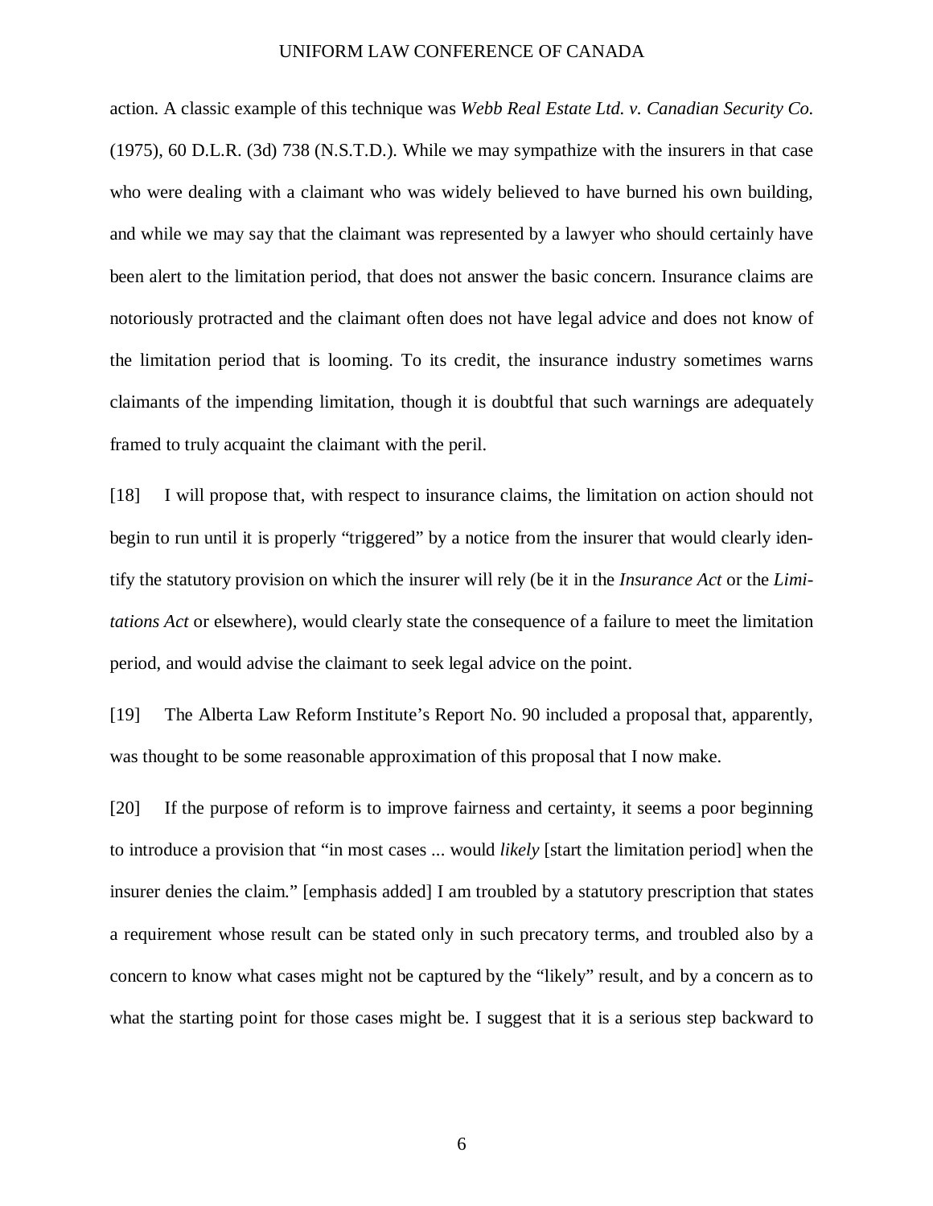action. A classic example of this technique was *Webb Real Estate Ltd. v. Canadian Security Co.* (1975), 60 D.L.R. (3d) 738 (N.S.T.D.). While we may sympathize with the insurers in that case who were dealing with a claimant who was widely believed to have burned his own building, and while we may say that the claimant was represented by a lawyer who should certainly have been alert to the limitation period, that does not answer the basic concern. Insurance claims are notoriously protracted and the claimant often does not have legal advice and does not know of the limitation period that is looming. To its credit, the insurance industry sometimes warns claimants of the impending limitation, though it is doubtful that such warnings are adequately framed to truly acquaint the claimant with the peril.

[18] I will propose that, with respect to insurance claims, the limitation on action should not begin to run until it is properly "triggered" by a notice from the insurer that would clearly identify the statutory provision on which the insurer will rely (be it in the *Insurance Act* or the *Limitations Act* or elsewhere), would clearly state the consequence of a failure to meet the limitation period, and would advise the claimant to seek legal advice on the point.

[19] The Alberta Law Reform Institute's Report No. 90 included a proposal that, apparently, was thought to be some reasonable approximation of this proposal that I now make.

[20] If the purpose of reform is to improve fairness and certainty, it seems a poor beginning to introduce a provision that "in most cases ... would *likely* [start the limitation period] when the insurer denies the claim." [emphasis added] I am troubled by a statutory prescription that states a requirement whose result can be stated only in such precatory terms, and troubled also by a concern to know what cases might not be captured by the "likely" result, and by a concern as to what the starting point for those cases might be. I suggest that it is a serious step backward to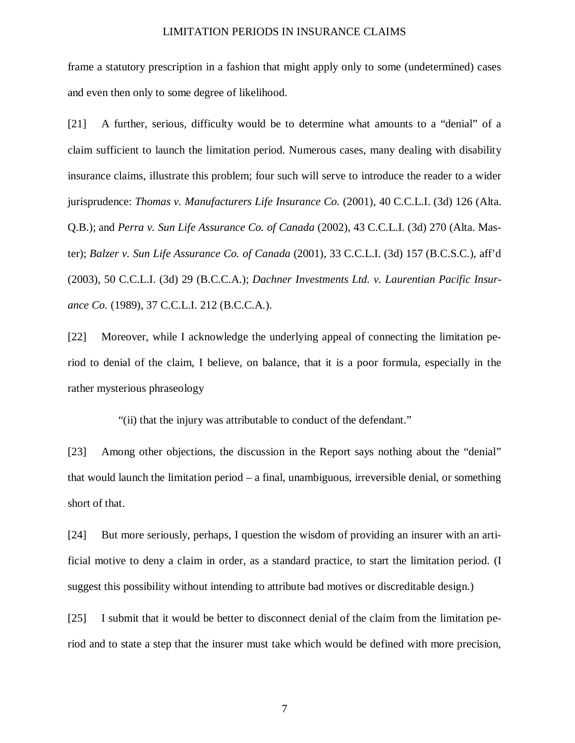frame a statutory prescription in a fashion that might apply only to some (undetermined) cases and even then only to some degree of likelihood.

[21] A further, serious, difficulty would be to determine what amounts to a "denial" of a claim sufficient to launch the limitation period. Numerous cases, many dealing with disability insurance claims, illustrate this problem; four such will serve to introduce the reader to a wider jurisprudence: *Thomas v. Manufacturers Life Insurance Co.* (2001), 40 C.C.L.I. (3d) 126 (Alta. Q.B.); and *Perra v. Sun Life Assurance Co. of Canada* (2002), 43 C.C.L.I. (3d) 270 (Alta. Master); *Balzer v. Sun Life Assurance Co. of Canada* (2001), 33 C.C.L.I. (3d) 157 (B.C.S.C.), aff'd (2003), 50 C.C.L.I. (3d) 29 (B.C.C.A.); *Dachner Investments Ltd. v. Laurentian Pacific Insurance Co.* (1989), 37 C.C.L.I. 212 (B.C.C.A.).

[22] Moreover, while I acknowledge the underlying appeal of connecting the limitation period to denial of the claim, I believe, on balance, that it is a poor formula, especially in the rather mysterious phraseology

> "(ii) that the injury was attributable to conduct of the defendant."

[23] Among other objections, the discussion in the Report says nothing about the "denial" that would launch the limitation period – a final, unambiguous, irreversible denial, or something short of that.

[24] But more seriously, perhaps, I question the wisdom of providing an insurer with an artificial motive to deny a claim in order, as a standard practice, to start the limitation period. (I suggest this possibility without intending to attribute bad motives or discreditable design.)

[25] I submit that it would be better to disconnect denial of the claim from the limitation period and to state a step that the insurer must take which would be defined with more precision,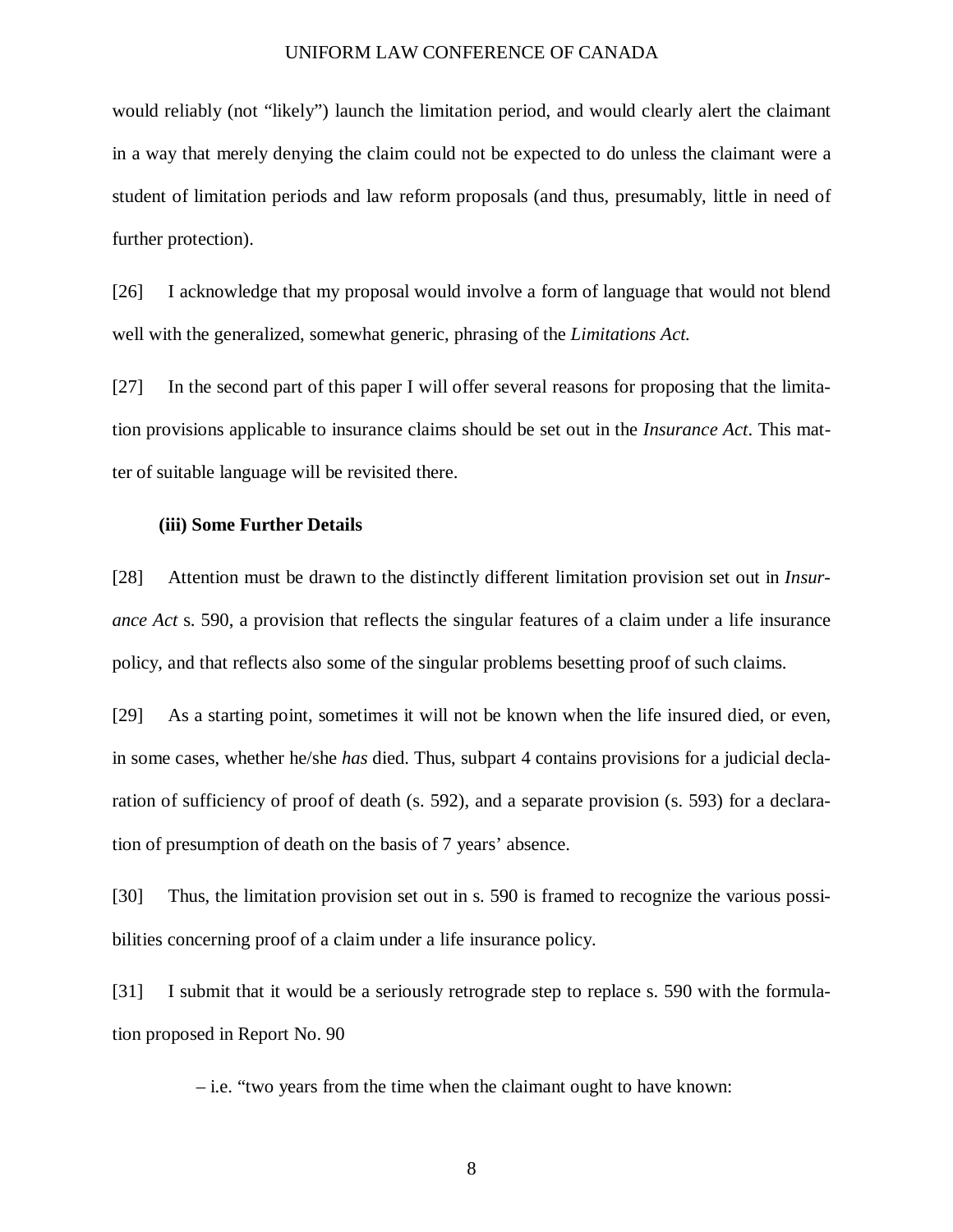would reliably (not "likely") launch the limitation period, and would clearly alert the claimant in a way that merely denying the claim could not be expected to do unless the claimant were a student of limitation periods and law reform proposals (and thus, presumably, little in need of further protection).

[26] I acknowledge that my proposal would involve a form of language that would not blend well with the generalized, somewhat generic, phrasing of the *Limitations Act.*

[27] In the second part of this paper I will offer several reasons for proposing that the limitation provisions applicable to insurance claims should be set out in the *Insurance Act*. This matter of suitable language will be revisited there.

### (iii) Some Further Details

[28] Attention must be drawn to the distinctly different limitation provision set out in *Insurance Act* s. 590, a provision that reflects the singular features of a claim under a life insurance policy, and that reflects also some of the singular problems besetting proof of such claims.

[29] As a starting point, sometimes it will not be known when the life insured died, or even, in some cases, whether he/she *has* died. Thus, subpart 4 contains provisions for a judicial declaration of sufficiency of proof of death (s. 592), and a separate provision (s. 593) for a declaration of presumption of death on the basis of 7 years' absence.

[30] Thus, the limitation provision set out in s. 590 is framed to recognize the various possibilities concerning proof of a claim under a life insurance policy.

[31] I submit that it would be a seriously retrograde step to replace s. 590 with the formulation proposed in Report No. 90

– i.e. "two years from the time when the claimant ought to have known: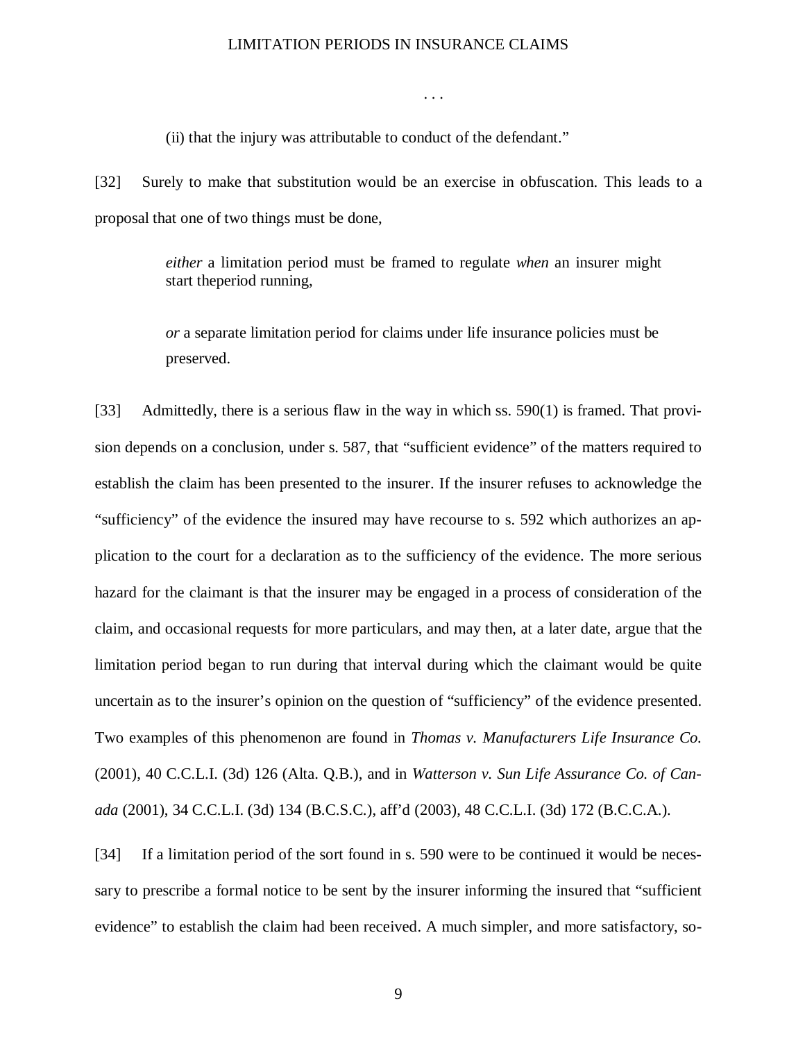. . .

(ii) that the injury was attributable to conduct of the defendant."

[32] Surely to make that substitution would be an exercise in obfuscation. This leads to a proposal that one of two things must be done,

> *either* a limitation period must be framed to regulate *when* an insurer might start theperiod running,
>
> *or* a separate limitation period for claims under life insurance policies must be preserved.

[33] Admittedly, there is a serious flaw in the way in which ss. 590(1) is framed. That provision depends on a conclusion, under s. 587, that "sufficient evidence" of the matters required to establish the claim has been presented to the insurer. If the insurer refuses to acknowledge the "sufficiency" of the evidence the insured may have recourse to s. 592 which authorizes an application to the court for a declaration as to the sufficiency of the evidence. The more serious hazard for the claimant is that the insurer may be engaged in a process of consideration of the claim, and occasional requests for more particulars, and may then, at a later date, argue that the limitation period began to run during that interval during which the claimant would be quite uncertain as to the insurer's opinion on the question of "sufficiency" of the evidence presented. Two examples of this phenomenon are found in *Thomas v. Manufacturers Life Insurance Co.* (2001), 40 C.C.L.I. (3d) 126 (Alta. Q.B.), and in *Watterson v. Sun Life Assurance Co. of Canada* (2001), 34 C.C.L.I. (3d) 134 (B.C.S.C.), aff'd (2003), 48 C.C.L.I. (3d) 172 (B.C.C.A.).

[34] If a limitation period of the sort found in s. 590 were to be continued it would be necessary to prescribe a formal notice to be sent by the insurer informing the insured that "sufficient evidence" to establish the claim had been received. A much simpler, and more satisfactory, so-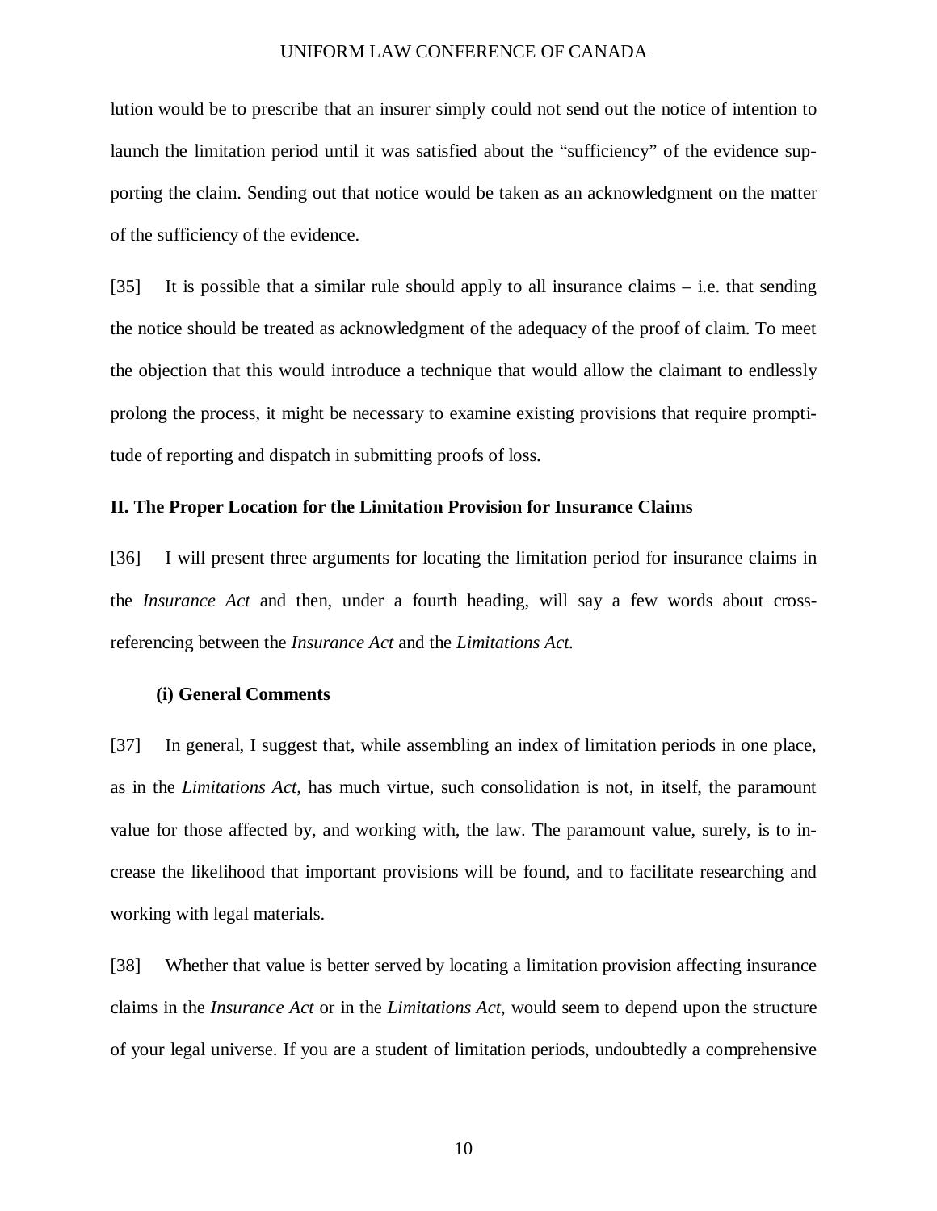lution would be to prescribe that an insurer simply could not send out the notice of intention to launch the limitation period until it was satisfied about the "sufficiency" of the evidence supporting the claim. Sending out that notice would be taken as an acknowledgment on the matter of the sufficiency of the evidence.

[35] It is possible that a similar rule should apply to all insurance claims – i.e. that sending the notice should be treated as acknowledgment of the adequacy of the proof of claim. To meet the objection that this would introduce a technique that would allow the claimant to endlessly prolong the process, it might be necessary to examine existing provisions that require promptitude of reporting and dispatch in submitting proofs of loss.

## II. The Proper Location for the Limitation Provision for Insurance Claims

[36] I will present three arguments for locating the limitation period for insurance claims in the *Insurance Act* and then, under a fourth heading, will say a few words about cross-referencing between the *Insurance Act* and the *Limitations Act.*

### (i) General Comments

[37] In general, I suggest that, while assembling an index of limitation periods in one place, as in the *Limitations Act*, has much virtue, such consolidation is not, in itself, the paramount value for those affected by, and working with, the law. The paramount value, surely, is to increase the likelihood that important provisions will be found, and to facilitate researching and working with legal materials.

[38] Whether that value is better served by locating a limitation provision affecting insurance claims in the *Insurance Act* or in the *Limitations Act*, would seem to depend upon the structure of your legal universe. If you are a student of limitation periods, undoubtedly a comprehensive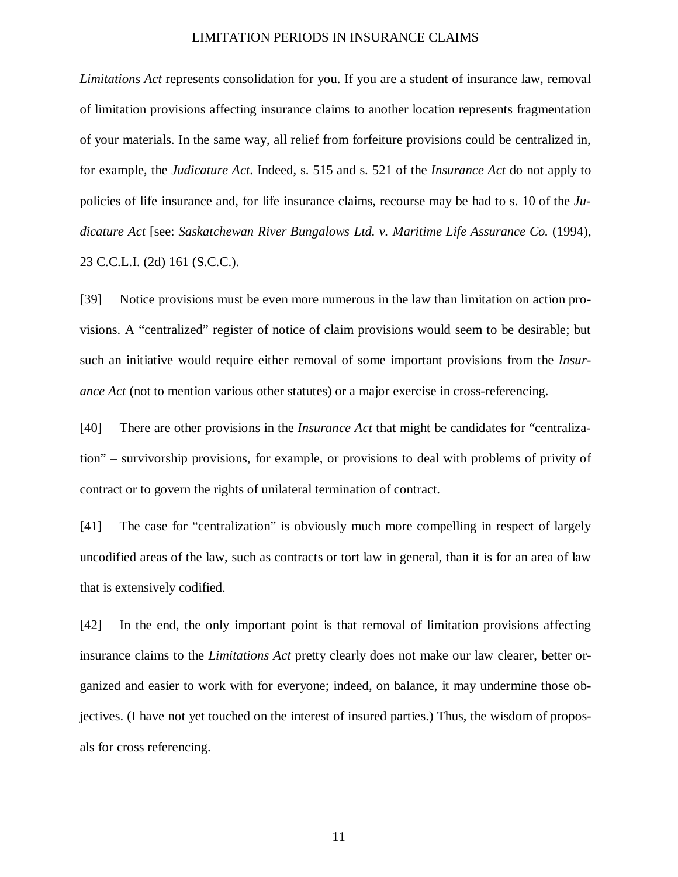*Limitations Act* represents consolidation for you. If you are a student of insurance law, removal of limitation provisions affecting insurance claims to another location represents fragmentation of your materials. In the same way, all relief from forfeiture provisions could be centralized in, for example, the *Judicature Act*. Indeed, s. 515 and s. 521 of the *Insurance Act* do not apply to policies of life insurance and, for life insurance claims, recourse may be had to s. 10 of the *Judicature Act* [see: *Saskatchewan River Bungalows Ltd. v. Maritime Life Assurance Co.* (1994), 23 C.C.L.I. (2d) 161 (S.C.C.).

[39] Notice provisions must be even more numerous in the law than limitation on action provisions. A "centralized" register of notice of claim provisions would seem to be desirable; but such an initiative would require either removal of some important provisions from the *Insurance Act* (not to mention various other statutes) or a major exercise in cross-referencing.

[40] There are other provisions in the *Insurance Act* that might be candidates for "centralization" – survivorship provisions, for example, or provisions to deal with problems of privity of contract or to govern the rights of unilateral termination of contract.

[41] The case for "centralization" is obviously much more compelling in respect of largely uncodified areas of the law, such as contracts or tort law in general, than it is for an area of law that is extensively codified.

[42] In the end, the only important point is that removal of limitation provisions affecting insurance claims to the *Limitations Act* pretty clearly does not make our law clearer, better organized and easier to work with for everyone; indeed, on balance, it may undermine those objectives. (I have not yet touched on the interest of insured parties.) Thus, the wisdom of proposals for cross referencing.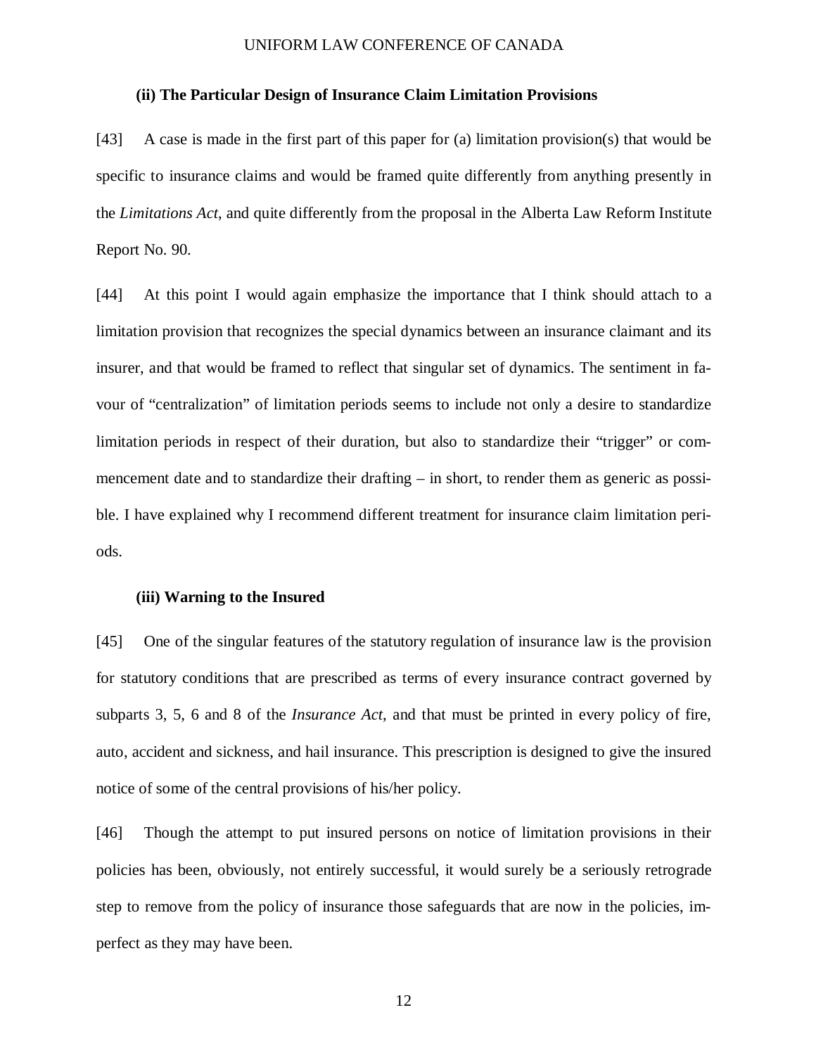### (ii) The Particular Design of Insurance Claim Limitation Provisions

[43] A case is made in the first part of this paper for (a) limitation provision(s) that would be specific to insurance claims and would be framed quite differently from anything presently in the *Limitations Act*, and quite differently from the proposal in the Alberta Law Reform Institute Report No. 90.

[44] At this point I would again emphasize the importance that I think should attach to a limitation provision that recognizes the special dynamics between an insurance claimant and its insurer, and that would be framed to reflect that singular set of dynamics. The sentiment in favour of "centralization" of limitation periods seems to include not only a desire to standardize limitation periods in respect of their duration, but also to standardize their "trigger" or commencement date and to standardize their drafting – in short, to render them as generic as possible. I have explained why I recommend different treatment for insurance claim limitation periods.

### (iii) Warning to the Insured

[45] One of the singular features of the statutory regulation of insurance law is the provision for statutory conditions that are prescribed as terms of every insurance contract governed by subparts 3, 5, 6 and 8 of the *Insurance Act*, and that must be printed in every policy of fire, auto, accident and sickness, and hail insurance. This prescription is designed to give the insured notice of some of the central provisions of his/her policy.

[46] Though the attempt to put insured persons on notice of limitation provisions in their policies has been, obviously, not entirely successful, it would surely be a seriously retrograde step to remove from the policy of insurance those safeguards that are now in the policies, imperfect as they may have been.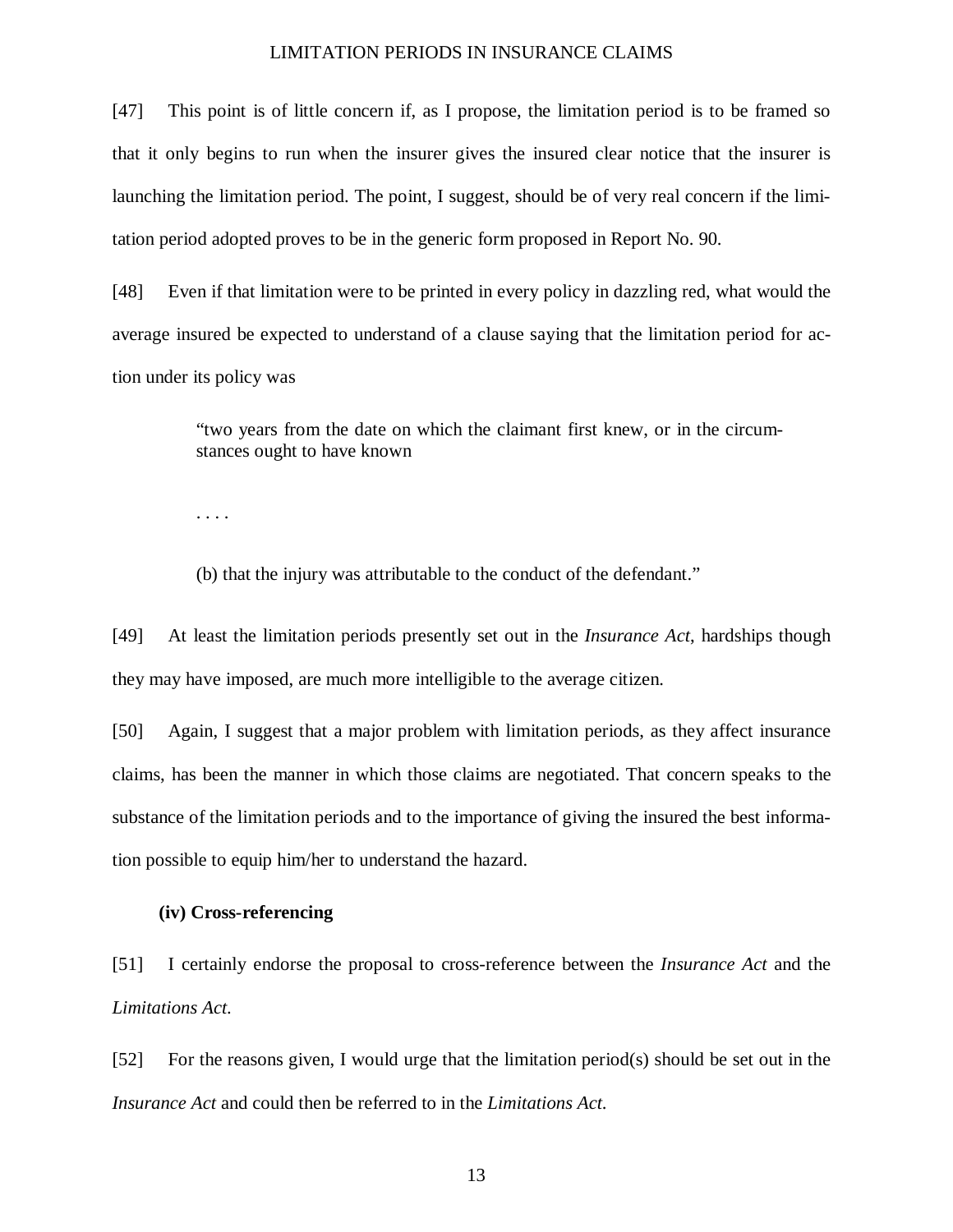[47] This point is of little concern if, as I propose, the limitation period is to be framed so that it only begins to run when the insurer gives the insured clear notice that the insurer is launching the limitation period. The point, I suggest, should be of very real concern if the limitation period adopted proves to be in the generic form proposed in Report No. 90.

[48] Even if that limitation were to be printed in every policy in dazzling red, what would the average insured be expected to understand of a clause saying that the limitation period for action under its policy was

> "two years from the date on which the claimant first knew, or in the circumstances ought to have known
>
> . . . .
>
> (b) that the injury was attributable to the conduct of the defendant."

[49] At least the limitation periods presently set out in the *Insurance Act*, hardships though they may have imposed, are much more intelligible to the average citizen.

[50] Again, I suggest that a major problem with limitation periods, as they affect insurance claims, has been the manner in which those claims are negotiated. That concern speaks to the substance of the limitation periods and to the importance of giving the insured the best information possible to equip him/her to understand the hazard.

**(iv) Cross-referencing**

[51] I certainly endorse the proposal to cross-reference between the *Insurance Act* and the *Limitations Act*.

[52] For the reasons given, I would urge that the limitation period(s) should be set out in the *Insurance Act* and could then be referred to in the *Limitations Act*.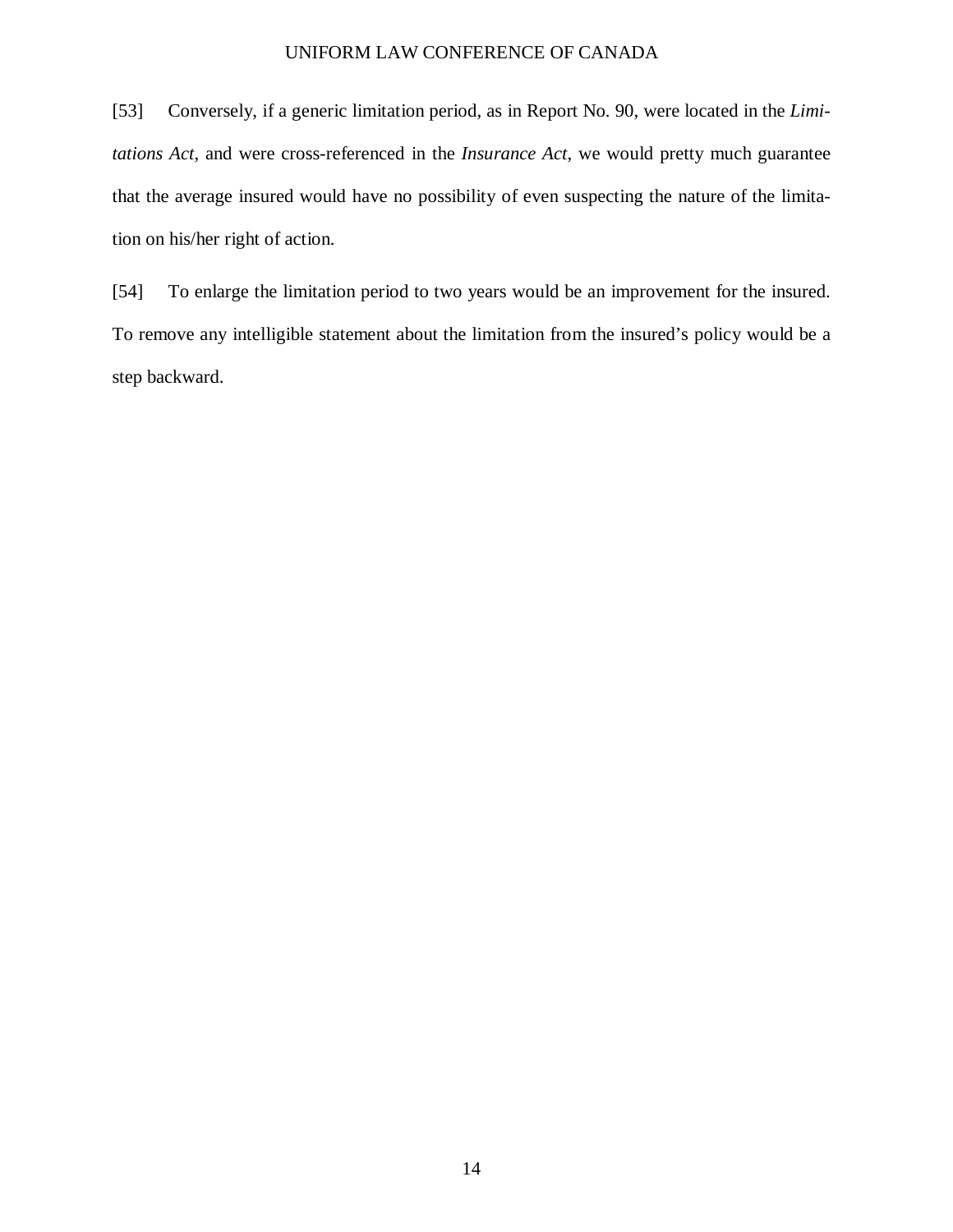[53] Conversely, if a generic limitation period, as in Report No. 90, were located in the *Limitations Act*, and were cross-referenced in the *Insurance Act*, we would pretty much guarantee that the average insured would have no possibility of even suspecting the nature of the limitation on his/her right of action.

[54] To enlarge the limitation period to two years would be an improvement for the insured. To remove any intelligible statement about the limitation from the insured's policy would be a step backward.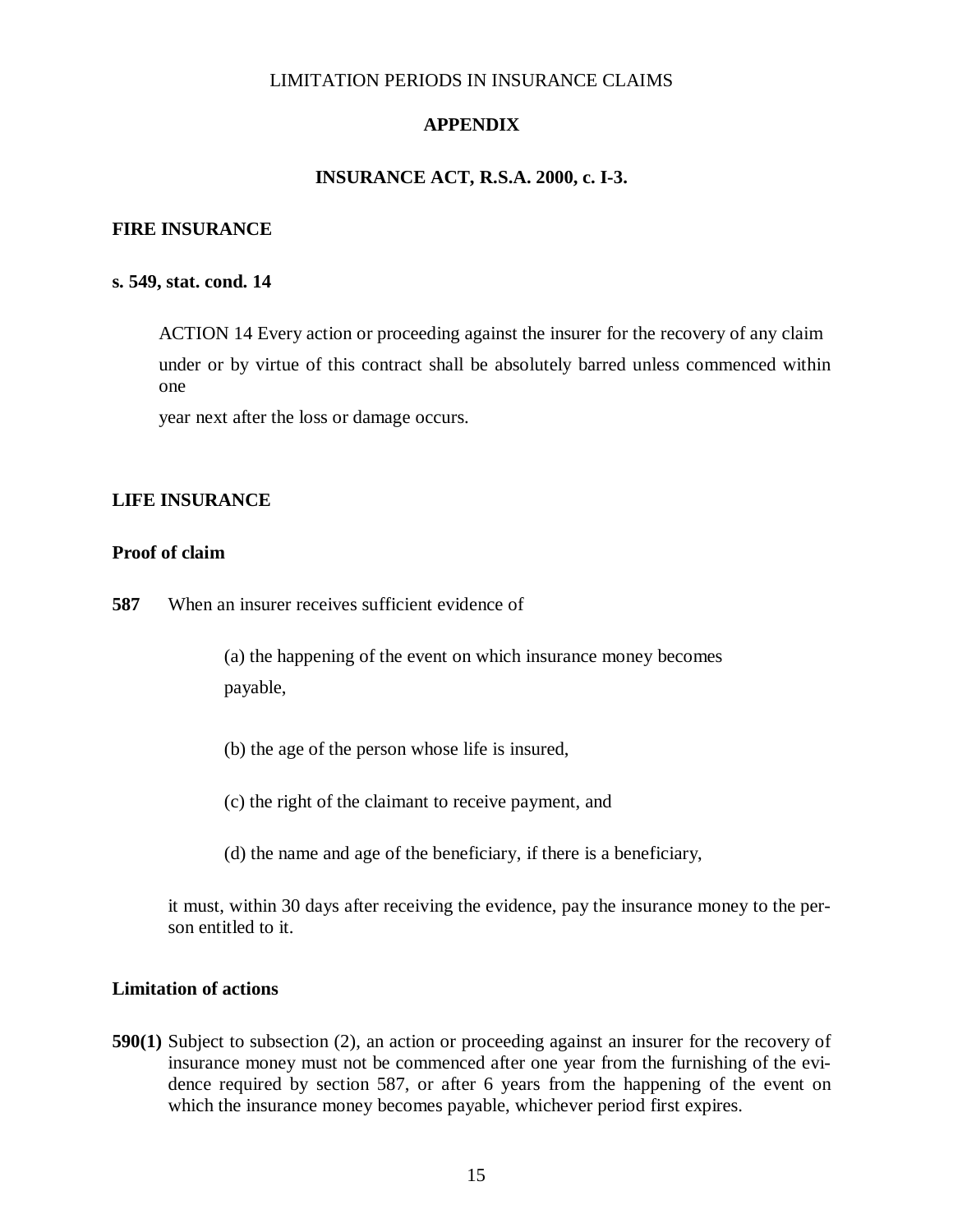LIMITATION PERIODS IN INSURANCE CLAIMS

## APPENDIX

### INSURANCE ACT, R.S.A. 2000, c. I-3.

**FIRE INSURANCE**

**s. 549, stat. cond. 14**

> ACTION 14 Every action or proceeding against the insurer for the recovery of any claim under or by virtue of this contract shall be absolutely barred unless commenced within one year next after the loss or damage occurs.

**LIFE INSURANCE**

**Proof of claim**

**587** When an insurer receives sufficient evidence of

> (a) the happening of the event on which insurance money becomes payable,
>
> (b) the age of the person whose life is insured,
>
> (c) the right of the claimant to receive payment, and
>
> (d) the name and age of the beneficiary, if there is a beneficiary,

it must, within 30 days after receiving the evidence, pay the insurance money to the person entitled to it.

**Limitation of actions**

**590(1)** Subject to subsection (2), an action or proceeding against an insurer for the recovery of insurance money must not be commenced after one year from the furnishing of the evidence required by section 587, or after 6 years from the happening of the event on which the insurance money becomes payable, whichever period first expires.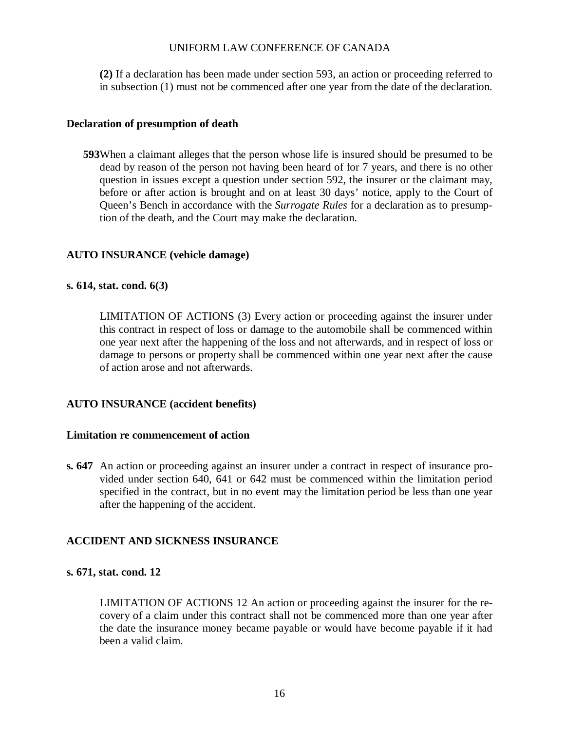**(2)** If a declaration has been made under section 593, an action or proceeding referred to in subsection (1) must not be commenced after one year from the date of the declaration.

**Declaration of presumption of death**

**593** When a claimant alleges that the person whose life is insured should be presumed to be dead by reason of the person not having been heard of for 7 years, and there is no other question in issues except a question under section 592, the insurer or the claimant may, before or after action is brought and on at least 30 days' notice, apply to the Court of Queen's Bench in accordance with the *Surrogate Rules* for a declaration as to presumption of the death, and the Court may make the declaration.

**AUTO INSURANCE (vehicle damage)**

**s. 614, stat. cond. 6(3)**

LIMITATION OF ACTIONS (3) Every action or proceeding against the insurer under this contract in respect of loss or damage to the automobile shall be commenced within one year next after the happening of the loss and not afterwards, and in respect of loss or damage to persons or property shall be commenced within one year next after the cause of action arose and not afterwards.

**AUTO INSURANCE (accident benefits)**

**Limitation re commencement of action**

**s. 647** An action or proceeding against an insurer under a contract in respect of insurance provided under section 640, 641 or 642 must be commenced within the limitation period specified in the contract, but in no event may the limitation period be less than one year after the happening of the accident.

**ACCIDENT AND SICKNESS INSURANCE**

**s. 671, stat. cond. 12**

LIMITATION OF ACTIONS 12 An action or proceeding against the insurer for the recovery of a claim under this contract shall not be commenced more than one year after the date the insurance money became payable or would have become payable if it had been a valid claim.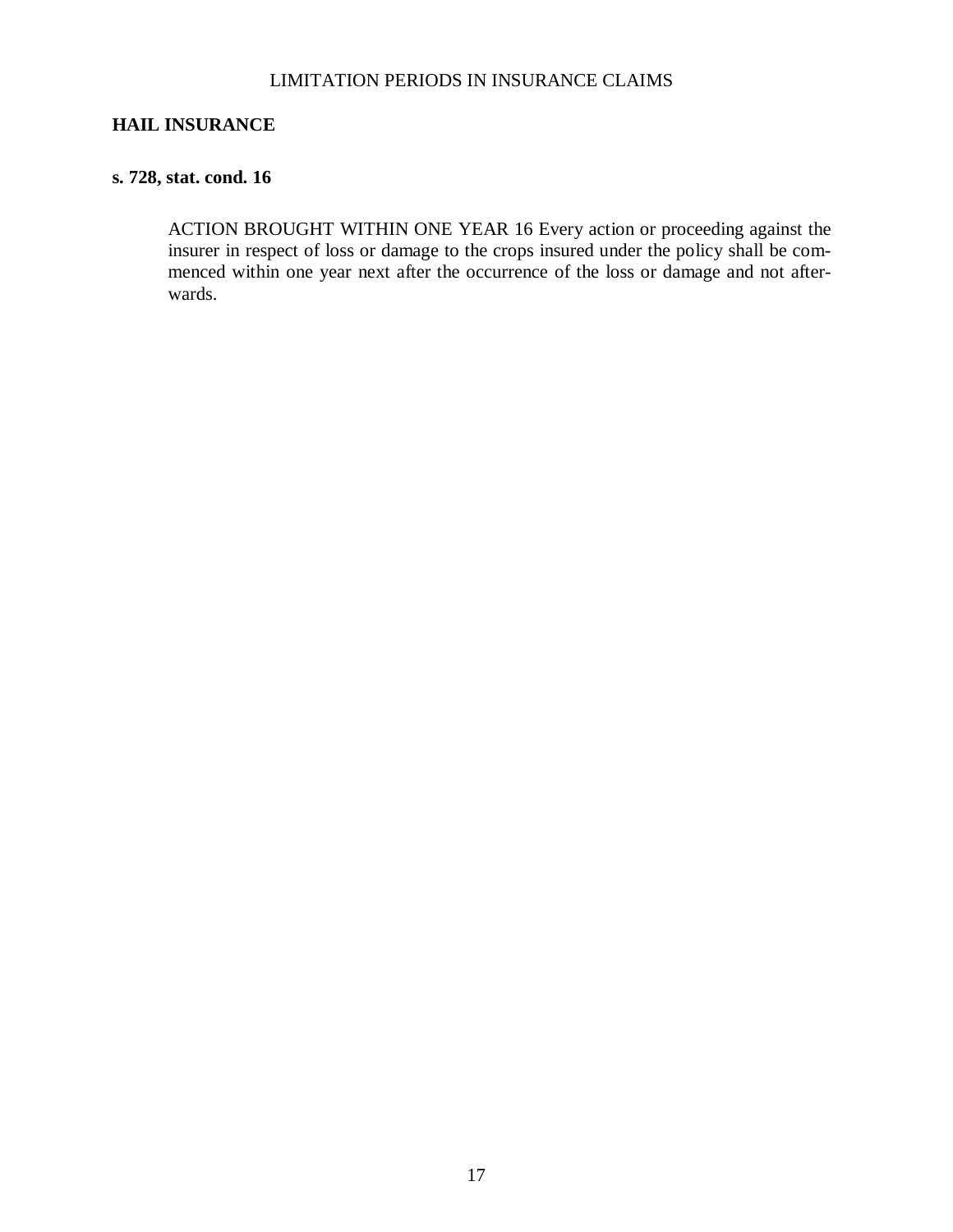## HAIL INSURANCE

### s. 728, stat. cond. 16

> ACTION BROUGHT WITHIN ONE YEAR 16 Every action or proceeding against the insurer in respect of loss or damage to the crops insured under the policy shall be commenced within one year next after the occurrence of the loss or damage and not afterwards.